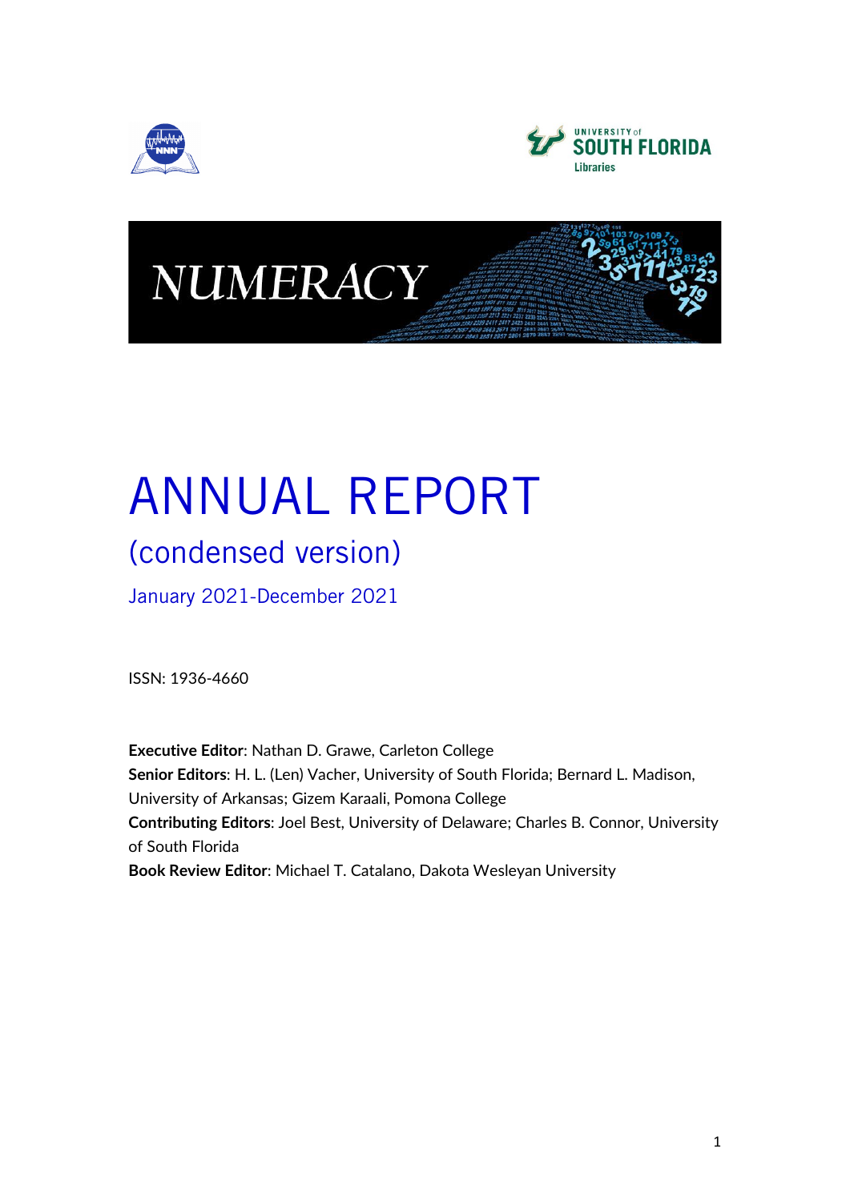NUMERACY

# ANNUAL REPORT

## (condensed version)

January 2021-December 2021

ISSN: 1936-4660

**Executive Editor**: Nathan D. Grawe, Carleton College
**Senior Editors**: H. L. (Len) Vacher, University of South Florida; Bernard L. Madison, University of Arkansas; Gizem Karaali, Pomona College
**Contributing Editors**: Joel Best, University of Delaware; Charles B. Connor, University of South Florida
**Book Review Editor**: Michael T. Catalano, Dakota Wesleyan University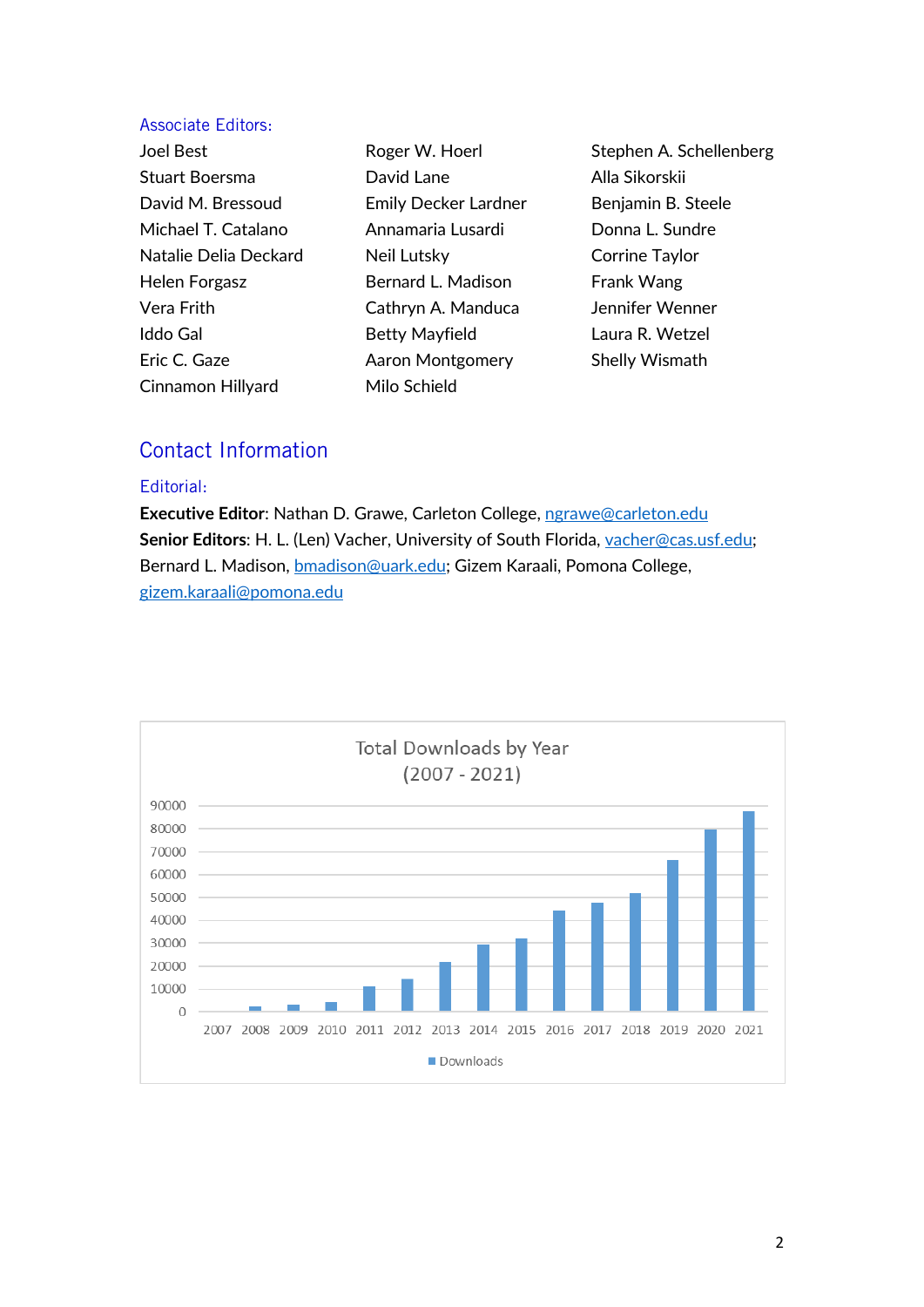### Associate Editors:

Joel Best
Stuart Boersma
David M. Bressoud
Michael T. Catalano
Natalie Delia Deckard
Helen Forgasz
Vera Frith
Iddo Gal
Eric C. Gaze
Cinnamon Hillyard
Roger W. Hoerl
David Lane
Emily Decker Lardner
Annamaria Lusardi
Neil Lutsky
Bernard L. Madison
Cathryn A. Manduca
Betty Mayfield
Aaron Montgomery
Milo Schield
Stephen A. Schellenberg
Alla Sikorskii
Benjamin B. Steele
Donna L. Sundre
Corrine Taylor
Frank Wang
Jennifer Wenner
Laura R. Wetzel
Shelly Wismath

## Contact Information

### Editorial:

**Executive Editor**: Nathan D. Grawe, Carleton College, ngrawe@carleton.edu
**Senior Editors**: H. L. (Len) Vacher, University of South Florida, vacher@cas.usf.edu; Bernard L. Madison, bmadison@uark.edu; Gizem Karaali, Pomona College, gizem.karaali@pomona.edu

Total Downloads by Year (2007 - 2021)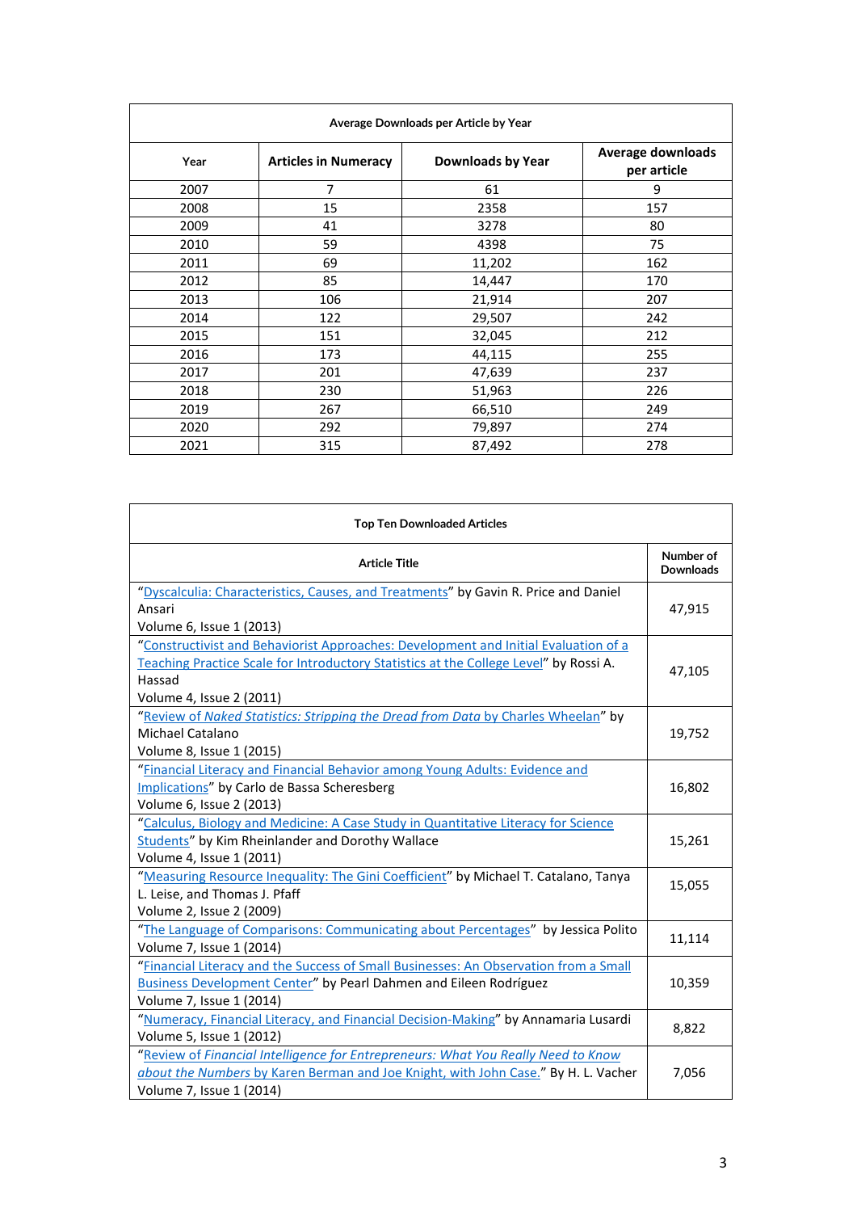| Average Downloads per Article by Year | | | |
|---|---|---|---|
| **Year** | **Articles in Numeracy** | **Downloads by Year** | **Average downloads per article** |
| 2007 | 7 | 61 | 9 |
| 2008 | 15 | 2358 | 157 |
| 2009 | 41 | 3278 | 80 |
| 2010 | 59 | 4398 | 75 |
| 2011 | 69 | 11,202 | 162 |
| 2012 | 85 | 14,447 | 170 |
| 2013 | 106 | 21,914 | 207 |
| 2014 | 122 | 29,507 | 242 |
| 2015 | 151 | 32,045 | 212 |
| 2016 | 173 | 44,115 | 255 |
| 2017 | 201 | 47,639 | 237 |
| 2018 | 230 | 51,963 | 226 |
| 2019 | 267 | 66,510 | 249 |
| 2020 | 292 | 79,897 | 274 |
| 2021 | 315 | 87,492 | 278 |

| Top Ten Downloaded Articles | |
|---|---|
| **Article Title** | **Number of Downloads** |
| "Dyscalculia: Characteristics, Causes, and Treatments" by Gavin R. Price and Daniel Ansari Volume 6, Issue 1 (2013) | 47,915 |
| "Constructivist and Behaviorist Approaches: Development and Initial Evaluation of a Teaching Practice Scale for Introductory Statistics at the College Level" by Rossi A. Hassad Volume 4, Issue 2 (2011) | 47,105 |
| "Review of *Naked Statistics: Stripping the Dread from Data* by Charles Wheelan" by Michael Catalano Volume 8, Issue 1 (2015) | 19,752 |
| "Financial Literacy and Financial Behavior among Young Adults: Evidence and Implications" by Carlo de Bassa Scheresberg Volume 6, Issue 2 (2013) | 16,802 |
| "Calculus, Biology and Medicine: A Case Study in Quantitative Literacy for Science Students" by Kim Rheinlander and Dorothy Wallace Volume 4, Issue 1 (2011) | 15,261 |
| "Measuring Resource Inequality: The Gini Coefficient" by Michael T. Catalano, Tanya L. Leise, and Thomas J. Pfaff Volume 2, Issue 2 (2009) | 15,055 |
| "The Language of Comparisons: Communicating about Percentages" by Jessica Polito Volume 7, Issue 1 (2014) | 11,114 |
| "Financial Literacy and the Success of Small Businesses: An Observation from a Small Business Development Center" by Pearl Dahmen and Eileen Rodríguez Volume 7, Issue 1 (2014) | 10,359 |
| "Numeracy, Financial Literacy, and Financial Decision-Making" by Annamaria Lusardi Volume 5, Issue 1 (2012) | 8,822 |
| "Review of *Financial Intelligence for Entrepreneurs: What You Really Need to Know about the Numbers* by Karen Berman and Joe Knight, with John Case." By H. L. Vacher Volume 7, Issue 1 (2014) | 7,056 |